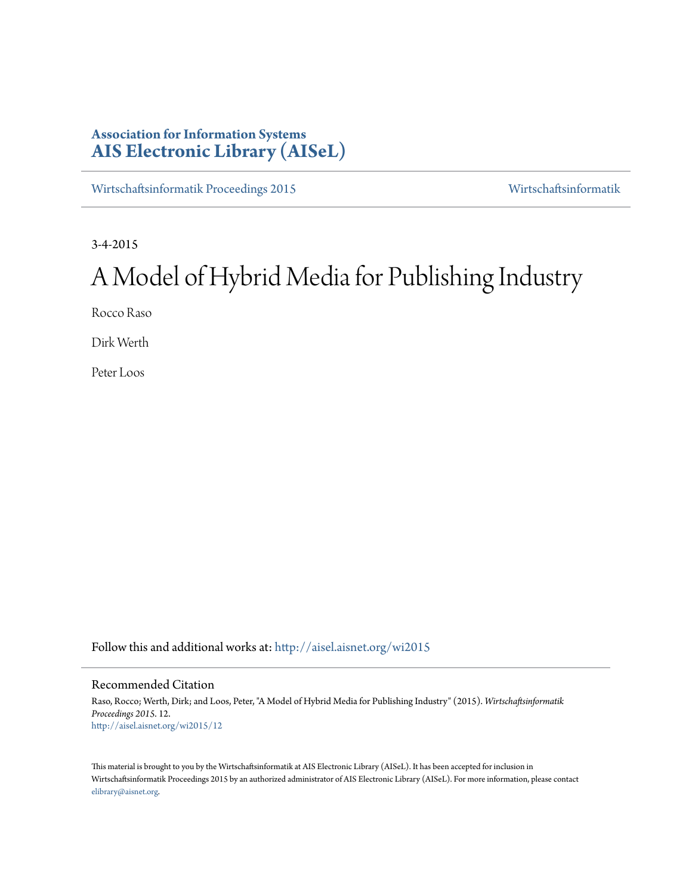**Association for Information Systems**
**AIS Electronic Library (AISeL)**

Wirtschaftsinformatik Proceedings 2015 | Wirtschaftsinformatik

3-4-2015

# A Model of Hybrid Media for Publishing Industry

Rocco Raso

Dirk Werth

Peter Loos

Follow this and additional works at: http://aisel.aisnet.org/wi2015

## Recommended Citation

Raso, Rocco; Werth, Dirk; and Loos, Peter, "A Model of Hybrid Media for Publishing Industry" (2015). *Wirtschaftsinformatik Proceedings 2015*. 12.
http://aisel.aisnet.org/wi2015/12

This material is brought to you by the Wirtschaftsinformatik at AIS Electronic Library (AISeL). It has been accepted for inclusion in Wirtschaftsinformatik Proceedings 2015 by an authorized administrator of AIS Electronic Library (AISeL). For more information, please contact elibrary@aisnet.org.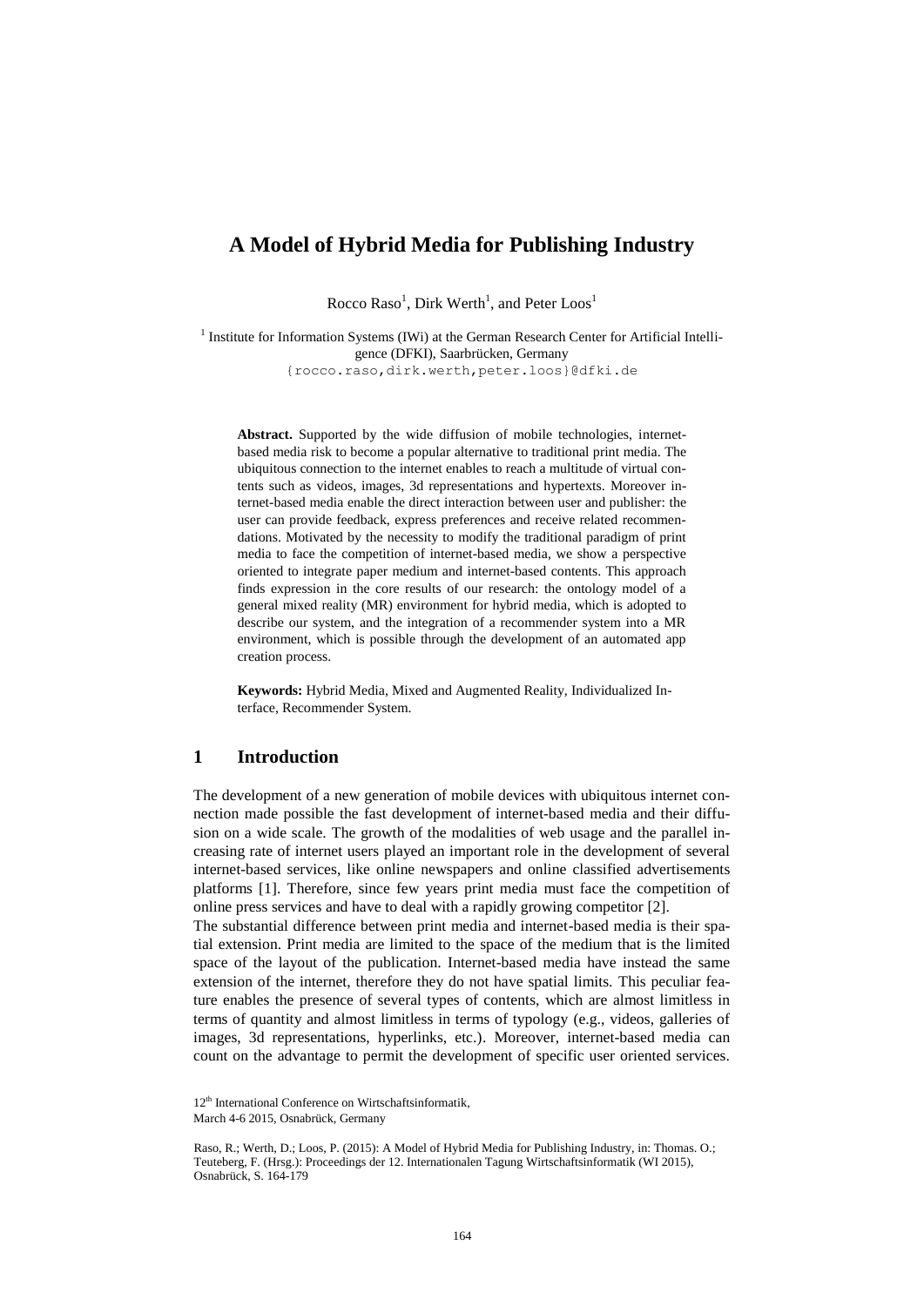# A Model of Hybrid Media for Publishing Industry

Rocco Raso[1], Dirk Werth[1], and Peter Loos[1]

[1] Institute for Information Systems (IWi) at the German Research Center for Artificial Intelligence (DFKI), Saarbrücken, Germany
{rocco.raso,dirk.werth,peter.loos}@dfki.de

**Abstract.** Supported by the wide diffusion of mobile technologies, internet-based media risk to become a popular alternative to traditional print media. The ubiquitous connection to the internet enables to reach a multitude of virtual contents such as videos, images, 3d representations and hypertexts. Moreover internet-based media enable the direct interaction between user and publisher: the user can provide feedback, express preferences and receive related recommendations. Motivated by the necessity to modify the traditional paradigm of print media to face the competition of internet-based media, we show a perspective oriented to integrate paper medium and internet-based contents. This approach finds expression in the core results of our research: the ontology model of a general mixed reality (MR) environment for hybrid media, which is adopted to describe our system, and the integration of a recommender system into a MR environment, which is possible through the development of an automated app creation process.

**Keywords:** Hybrid Media, Mixed and Augmented Reality, Individualized Interface, Recommender System.

## 1 Introduction

The development of a new generation of mobile devices with ubiquitous internet connection made possible the fast development of internet-based media and their diffusion on a wide scale. The growth of the modalities of web usage and the parallel increasing rate of internet users played an important role in the development of several internet-based services, like online newspapers and online classified advertisements platforms [1]. Therefore, since few years print media must face the competition of online press services and have to deal with a rapidly growing competitor [2].

The substantial difference between print media and internet-based media is their spatial extension. Print media are limited to the space of the medium that is the limited space of the layout of the publication. Internet-based media have instead the same extension of the internet, therefore they do not have spatial limits. This peculiar feature enables the presence of several types of contents, which are almost limitless in terms of quantity and almost limitless in terms of typology (e.g., videos, galleries of images, 3d representations, hyperlinks, etc.). Moreover, internet-based media can count on the advantage to permit the development of specific user oriented services.

12th International Conference on Wirtschaftsinformatik,
March 4-6 2015, Osnabrück, Germany

Raso, R.; Werth, D.; Loos, P. (2015): A Model of Hybrid Media for Publishing Industry, in: Thomas. O.; Teuteberg, F. (Hrsg.): Proceedings der 12. Internationalen Tagung Wirtschaftsinformatik (WI 2015), Osnabrück, S. 164-179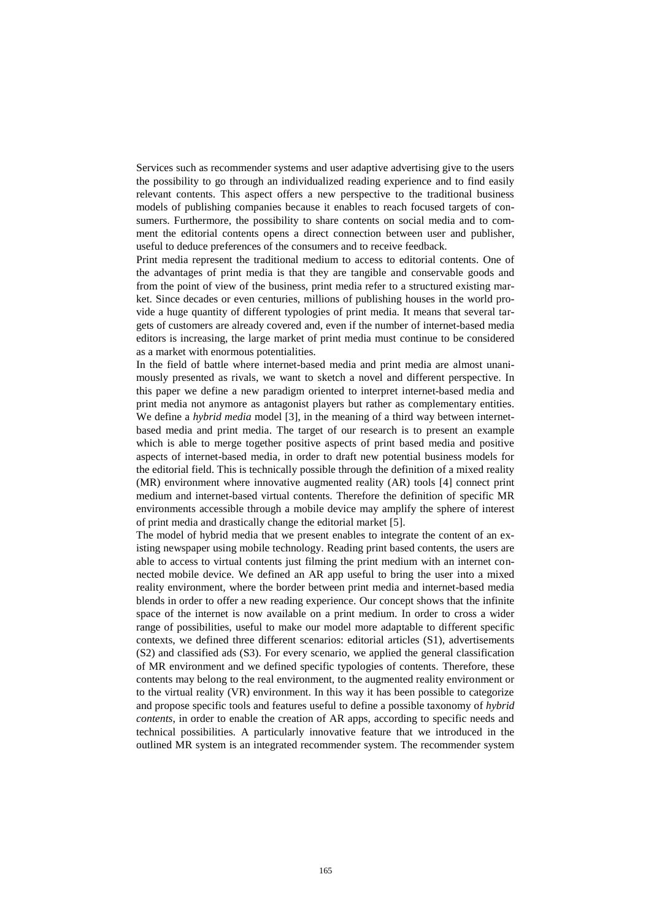Services such as recommender systems and user adaptive advertising give to the users the possibility to go through an individualized reading experience and to find easily relevant contents. This aspect offers a new perspective to the traditional business models of publishing companies because it enables to reach focused targets of consumers. Furthermore, the possibility to share contents on social media and to comment the editorial contents opens a direct connection between user and publisher, useful to deduce preferences of the consumers and to receive feedback.

Print media represent the traditional medium to access to editorial contents. One of the advantages of print media is that they are tangible and conservable goods and from the point of view of the business, print media refer to a structured existing market. Since decades or even centuries, millions of publishing houses in the world provide a huge quantity of different typologies of print media. It means that several targets of customers are already covered and, even if the number of internet-based media editors is increasing, the large market of print media must continue to be considered as a market with enormous potentialities.

In the field of battle where internet-based media and print media are almost unanimously presented as rivals, we want to sketch a novel and different perspective. In this paper we define a new paradigm oriented to interpret internet-based media and print media not anymore as antagonist players but rather as complementary entities. We define a *hybrid media* model [3], in the meaning of a third way between internet-based media and print media. The target of our research is to present an example which is able to merge together positive aspects of print based media and positive aspects of internet-based media, in order to draft new potential business models for the editorial field. This is technically possible through the definition of a mixed reality (MR) environment where innovative augmented reality (AR) tools [4] connect print medium and internet-based virtual contents. Therefore the definition of specific MR environments accessible through a mobile device may amplify the sphere of interest of print media and drastically change the editorial market [5].

The model of hybrid media that we present enables to integrate the content of an existing newspaper using mobile technology. Reading print based contents, the users are able to access to virtual contents just filming the print medium with an internet connected mobile device. We defined an AR app useful to bring the user into a mixed reality environment, where the border between print media and internet-based media blends in order to offer a new reading experience. Our concept shows that the infinite space of the internet is now available on a print medium. In order to cross a wider range of possibilities, useful to make our model more adaptable to different specific contexts, we defined three different scenarios: editorial articles (S1), advertisements (S2) and classified ads (S3). For every scenario, we applied the general classification of MR environment and we defined specific typologies of contents. Therefore, these contents may belong to the real environment, to the augmented reality environment or to the virtual reality (VR) environment. In this way it has been possible to categorize and propose specific tools and features useful to define a possible taxonomy of *hybrid contents*, in order to enable the creation of AR apps, according to specific needs and technical possibilities. A particularly innovative feature that we introduced in the outlined MR system is an integrated recommender system. The recommender system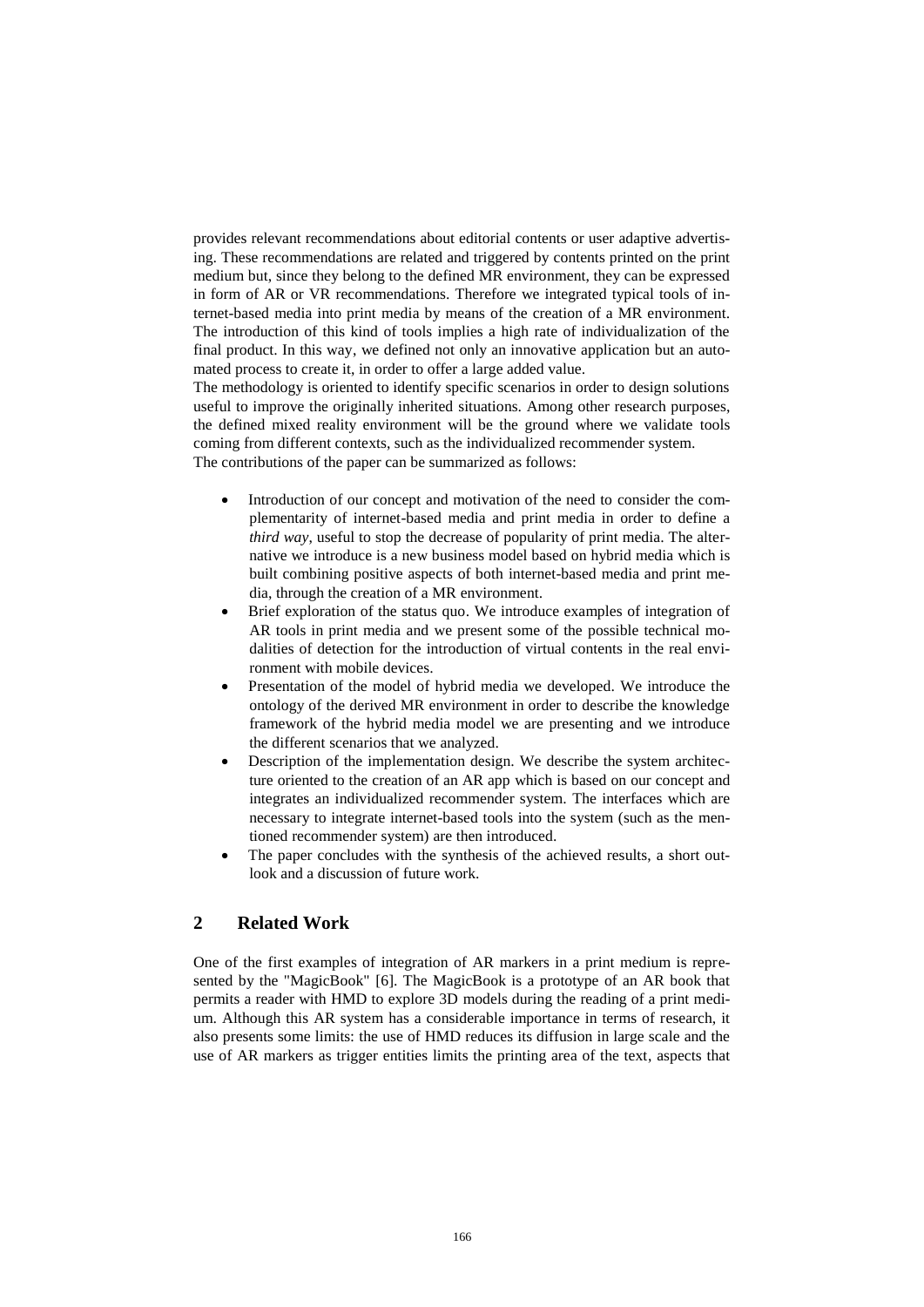provides relevant recommendations about editorial contents or user adaptive advertising. These recommendations are related and triggered by contents printed on the print medium but, since they belong to the defined MR environment, they can be expressed in form of AR or VR recommendations. Therefore we integrated typical tools of internet-based media into print media by means of the creation of a MR environment. The introduction of this kind of tools implies a high rate of individualization of the final product. In this way, we defined not only an innovative application but an automated process to create it, in order to offer a large added value.

The methodology is oriented to identify specific scenarios in order to design solutions useful to improve the originally inherited situations. Among other research purposes, the defined mixed reality environment will be the ground where we validate tools coming from different contexts, such as the individualized recommender system.

The contributions of the paper can be summarized as follows:

- Introduction of our concept and motivation of the need to consider the complementarity of internet-based media and print media in order to define a *third way*, useful to stop the decrease of popularity of print media. The alternative we introduce is a new business model based on hybrid media which is built combining positive aspects of both internet-based media and print media, through the creation of a MR environment.
- Brief exploration of the status quo. We introduce examples of integration of AR tools in print media and we present some of the possible technical modalities of detection for the introduction of virtual contents in the real environment with mobile devices.
- Presentation of the model of hybrid media we developed. We introduce the ontology of the derived MR environment in order to describe the knowledge framework of the hybrid media model we are presenting and we introduce the different scenarios that we analyzed.
- Description of the implementation design. We describe the system architecture oriented to the creation of an AR app which is based on our concept and integrates an individualized recommender system. The interfaces which are necessary to integrate internet-based tools into the system (such as the mentioned recommender system) are then introduced.
- The paper concludes with the synthesis of the achieved results, a short outlook and a discussion of future work.

## 2 Related Work

One of the first examples of integration of AR markers in a print medium is represented by the "MagicBook" [6]. The MagicBook is a prototype of an AR book that permits a reader with HMD to explore 3D models during the reading of a print medium. Although this AR system has a considerable importance in terms of research, it also presents some limits: the use of HMD reduces its diffusion in large scale and the use of AR markers as trigger entities limits the printing area of the text, aspects that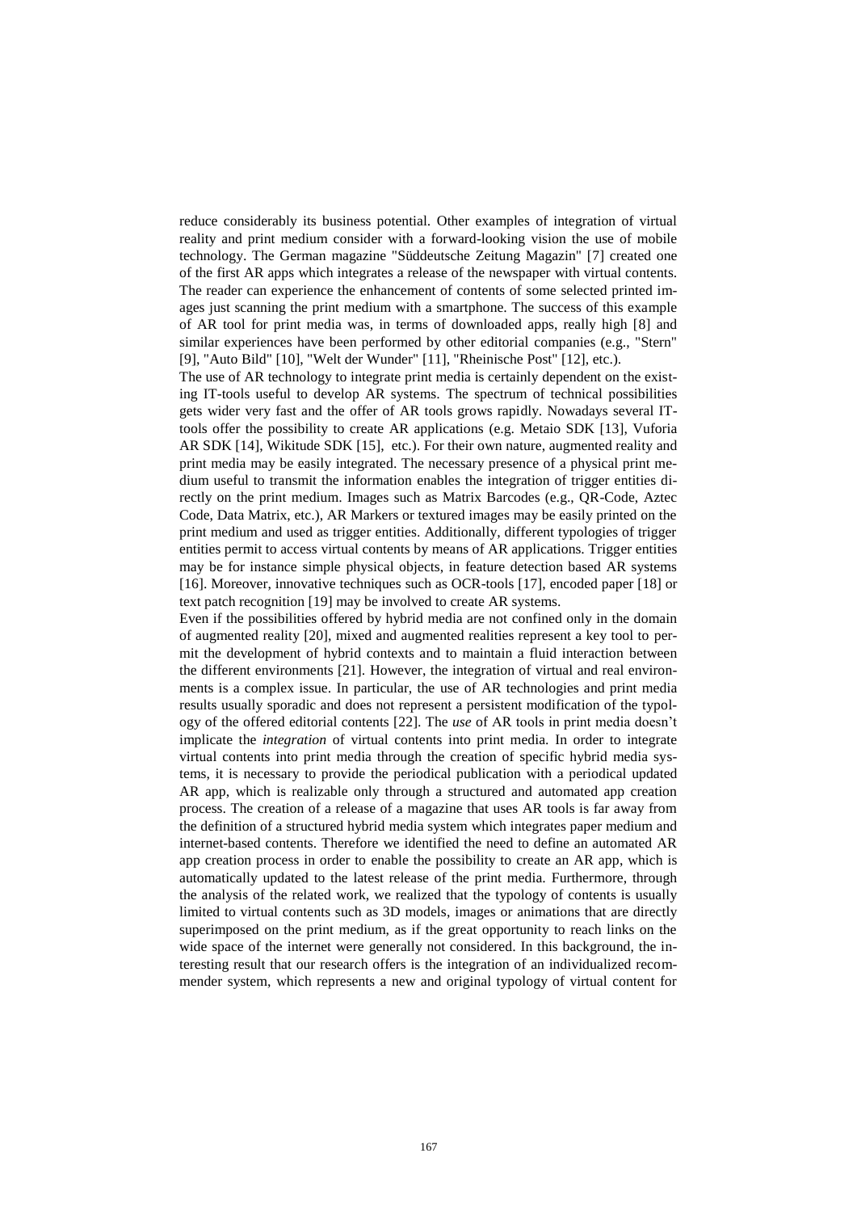reduce considerably its business potential. Other examples of integration of virtual reality and print medium consider with a forward-looking vision the use of mobile technology. The German magazine "Süddeutsche Zeitung Magazin" [7] created one of the first AR apps which integrates a release of the newspaper with virtual contents. The reader can experience the enhancement of contents of some selected printed images just scanning the print medium with a smartphone. The success of this example of AR tool for print media was, in terms of downloaded apps, really high [8] and similar experiences have been performed by other editorial companies (e.g., "Stern" [9], "Auto Bild" [10], "Welt der Wunder" [11], "Rheinische Post" [12], etc.).

The use of AR technology to integrate print media is certainly dependent on the existing IT-tools useful to develop AR systems. The spectrum of technical possibilities gets wider very fast and the offer of AR tools grows rapidly. Nowadays several IT-tools offer the possibility to create AR applications (e.g. Metaio SDK [13], Vuforia AR SDK [14], Wikitude SDK [15], etc.). For their own nature, augmented reality and print media may be easily integrated. The necessary presence of a physical print medium useful to transmit the information enables the integration of trigger entities directly on the print medium. Images such as Matrix Barcodes (e.g., QR-Code, Aztec Code, Data Matrix, etc.), AR Markers or textured images may be easily printed on the print medium and used as trigger entities. Additionally, different typologies of trigger entities permit to access virtual contents by means of AR applications. Trigger entities may be for instance simple physical objects, in feature detection based AR systems [16]. Moreover, innovative techniques such as OCR-tools [17], encoded paper [18] or text patch recognition [19] may be involved to create AR systems.

Even if the possibilities offered by hybrid media are not confined only in the domain of augmented reality [20], mixed and augmented realities represent a key tool to permit the development of hybrid contexts and to maintain a fluid interaction between the different environments [21]. However, the integration of virtual and real environments is a complex issue. In particular, the use of AR technologies and print media results usually sporadic and does not represent a persistent modification of the typology of the offered editorial contents [22]. The *use* of AR tools in print media doesn't implicate the *integration* of virtual contents into print media. In order to integrate virtual contents into print media through the creation of specific hybrid media systems, it is necessary to provide the periodical publication with a periodical updated AR app, which is realizable only through a structured and automated app creation process. The creation of a release of a magazine that uses AR tools is far away from the definition of a structured hybrid media system which integrates paper medium and internet-based contents. Therefore we identified the need to define an automated AR app creation process in order to enable the possibility to create an AR app, which is automatically updated to the latest release of the print media. Furthermore, through the analysis of the related work, we realized that the typology of contents is usually limited to virtual contents such as 3D models, images or animations that are directly superimposed on the print medium, as if the great opportunity to reach links on the wide space of the internet were generally not considered. In this background, the interesting result that our research offers is the integration of an individualized recommender system, which represents a new and original typology of virtual content for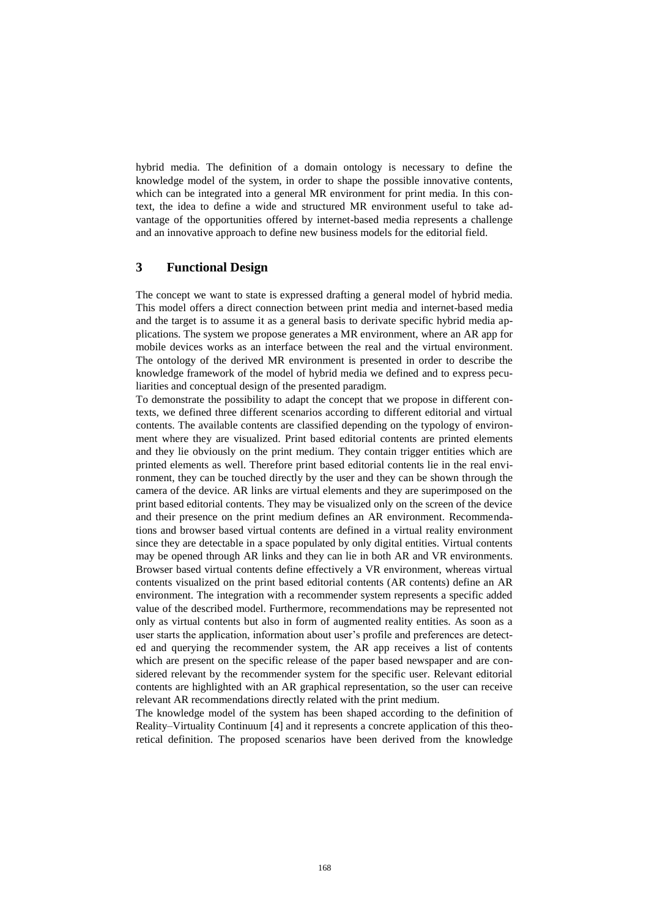hybrid media. The definition of a domain ontology is necessary to define the knowledge model of the system, in order to shape the possible innovative contents, which can be integrated into a general MR environment for print media. In this context, the idea to define a wide and structured MR environment useful to take advantage of the opportunities offered by internet-based media represents a challenge and an innovative approach to define new business models for the editorial field.

## 3 Functional Design

The concept we want to state is expressed drafting a general model of hybrid media. This model offers a direct connection between print media and internet-based media and the target is to assume it as a general basis to derivate specific hybrid media applications. The system we propose generates a MR environment, where an AR app for mobile devices works as an interface between the real and the virtual environment. The ontology of the derived MR environment is presented in order to describe the knowledge framework of the model of hybrid media we defined and to express peculiarities and conceptual design of the presented paradigm.

To demonstrate the possibility to adapt the concept that we propose in different contexts, we defined three different scenarios according to different editorial and virtual contents. The available contents are classified depending on the typology of environment where they are visualized. Print based editorial contents are printed elements and they lie obviously on the print medium. They contain trigger entities which are printed elements as well. Therefore print based editorial contents lie in the real environment, they can be touched directly by the user and they can be shown through the camera of the device. AR links are virtual elements and they are superimposed on the print based editorial contents. They may be visualized only on the screen of the device and their presence on the print medium defines an AR environment. Recommendations and browser based virtual contents are defined in a virtual reality environment since they are detectable in a space populated by only digital entities. Virtual contents may be opened through AR links and they can lie in both AR and VR environments. Browser based virtual contents define effectively a VR environment, whereas virtual contents visualized on the print based editorial contents (AR contents) define an AR environment. The integration with a recommender system represents a specific added value of the described model. Furthermore, recommendations may be represented not only as virtual contents but also in form of augmented reality entities. As soon as a user starts the application, information about user's profile and preferences are detected and querying the recommender system, the AR app receives a list of contents which are present on the specific release of the paper based newspaper and are considered relevant by the recommender system for the specific user. Relevant editorial contents are highlighted with an AR graphical representation, so the user can receive relevant AR recommendations directly related with the print medium.

The knowledge model of the system has been shaped according to the definition of Reality–Virtuality Continuum [4] and it represents a concrete application of this theoretical definition. The proposed scenarios have been derived from the knowledge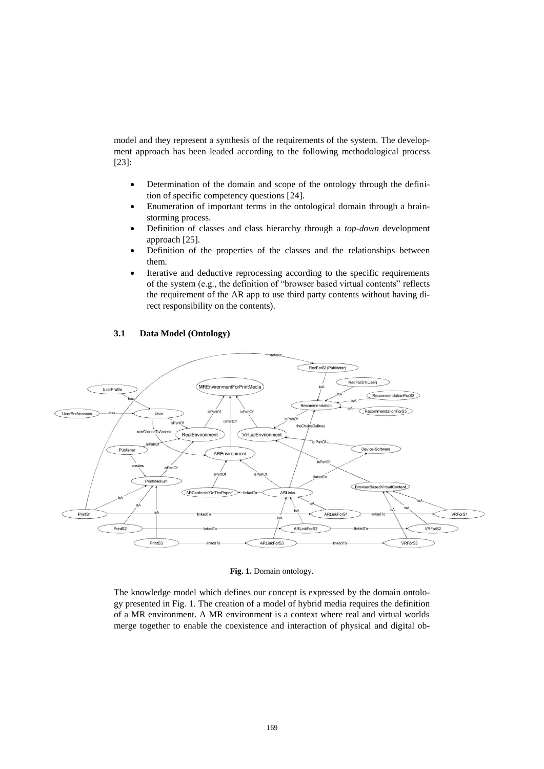model and they represent a synthesis of the requirements of the system. The development approach has been leaded according to the following methodological process [23]:

- Determination of the domain and scope of the ontology through the definition of specific competency questions [24].
- Enumeration of important terms in the ontological domain through a brainstorming process.
- Definition of classes and class hierarchy through a *top-down* development approach [25].
- Definition of the properties of the classes and the relationships between them.
- Iterative and deductive reprocessing according to the specific requirements of the system (e.g., the definition of "browser based virtual contents" reflects the requirement of the AR app to use third party contents without having direct responsibility on the contents).

### 3.1 Data Model (Ontology)

**Fig. 1.** Domain ontology.

The knowledge model which defines our concept is expressed by the domain ontology presented in Fig. 1. The creation of a model of hybrid media requires the definition of a MR environment. A MR environment is a context where real and virtual worlds merge together to enable the coexistence and interaction of physical and digital ob-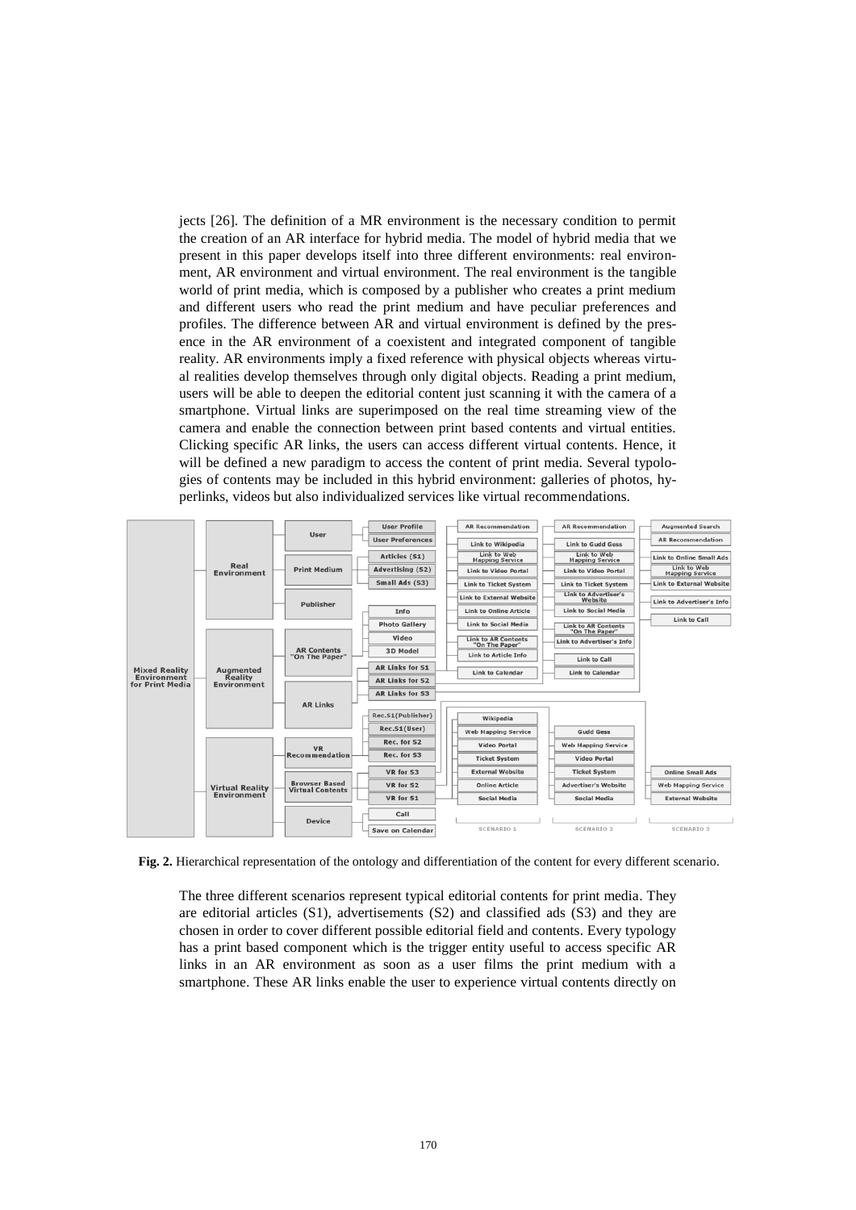jects [26]. The definition of a MR environment is the necessary condition to permit the creation of an AR interface for hybrid media. The model of hybrid media that we present in this paper develops itself into three different environments: real environment, AR environment and virtual environment. The real environment is the tangible world of print media, which is composed by a publisher who creates a print medium and different users who read the print medium and have peculiar preferences and profiles. The difference between AR and virtual environment is defined by the presence in the AR environment of a coexistent and integrated component of tangible reality. AR environments imply a fixed reference with physical objects whereas virtual realities develop themselves through only digital objects. Reading a print medium, users will be able to deepen the editorial content just scanning it with the camera of a smartphone. Virtual links are superimposed on the real time streaming view of the camera and enable the connection between print based contents and virtual entities. Clicking specific AR links, the users can access different virtual contents. Hence, it will be defined a new paradigm to access the content of print media. Several typologies of contents may be included in this hybrid environment: galleries of photos, hyperlinks, videos but also individualized services like virtual recommendations.

**Fig. 2.** Hierarchical representation of the ontology and differentiation of the content for every different scenario.

The three different scenarios represent typical editorial contents for print media. They are editorial articles (S1), advertisements (S2) and classified ads (S3) and they are chosen in order to cover different possible editorial field and contents. Every typology has a print based component which is the trigger entity useful to access specific AR links in an AR environment as soon as a user films the print medium with a smartphone. These AR links enable the user to experience virtual contents directly on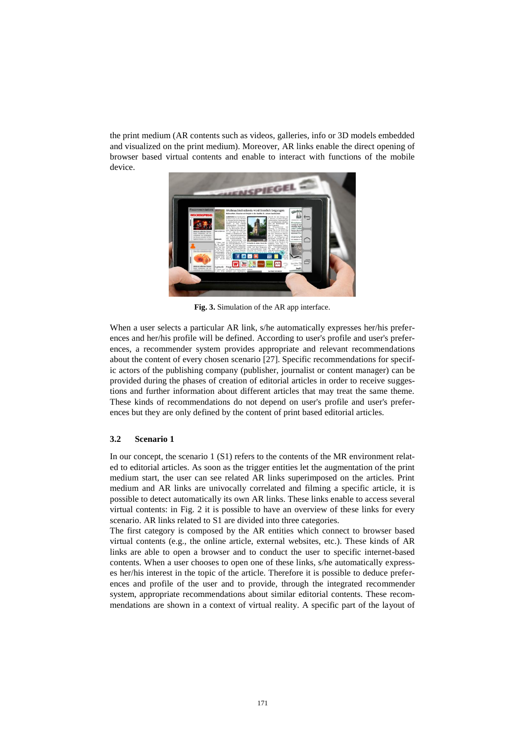the print medium (AR contents such as videos, galleries, info or 3D models embedded and visualized on the print medium). Moreover, AR links enable the direct opening of browser based virtual contents and enable to interact with functions of the mobile device.

**Fig. 3.** Simulation of the AR app interface.

When a user selects a particular AR link, s/he automatically expresses her/his preferences and her/his profile will be defined. According to user's profile and user's preferences, a recommender system provides appropriate and relevant recommendations about the content of every chosen scenario [27]. Specific recommendations for specific actors of the publishing company (publisher, journalist or content manager) can be provided during the phases of creation of editorial articles in order to receive suggestions and further information about different articles that may treat the same theme. These kinds of recommendations do not depend on user's profile and user's preferences but they are only defined by the content of print based editorial articles.

### 3.2 Scenario 1

In our concept, the scenario 1 (S1) refers to the contents of the MR environment related to editorial articles. As soon as the trigger entities let the augmentation of the print medium start, the user can see related AR links superimposed on the articles. Print medium and AR links are univocally correlated and filming a specific article, it is possible to detect automatically its own AR links. These links enable to access several virtual contents: in Fig. 2 it is possible to have an overview of these links for every scenario. AR links related to S1 are divided into three categories.

The first category is composed by the AR entities which connect to browser based virtual contents (e.g., the online article, external websites, etc.). These kinds of AR links are able to open a browser and to conduct the user to specific internet-based contents. When a user chooses to open one of these links, s/he automatically expresses her/his interest in the topic of the article. Therefore it is possible to deduce preferences and profile of the user and to provide, through the integrated recommender system, appropriate recommendations about similar editorial contents. These recommendations are shown in a context of virtual reality. A specific part of the layout of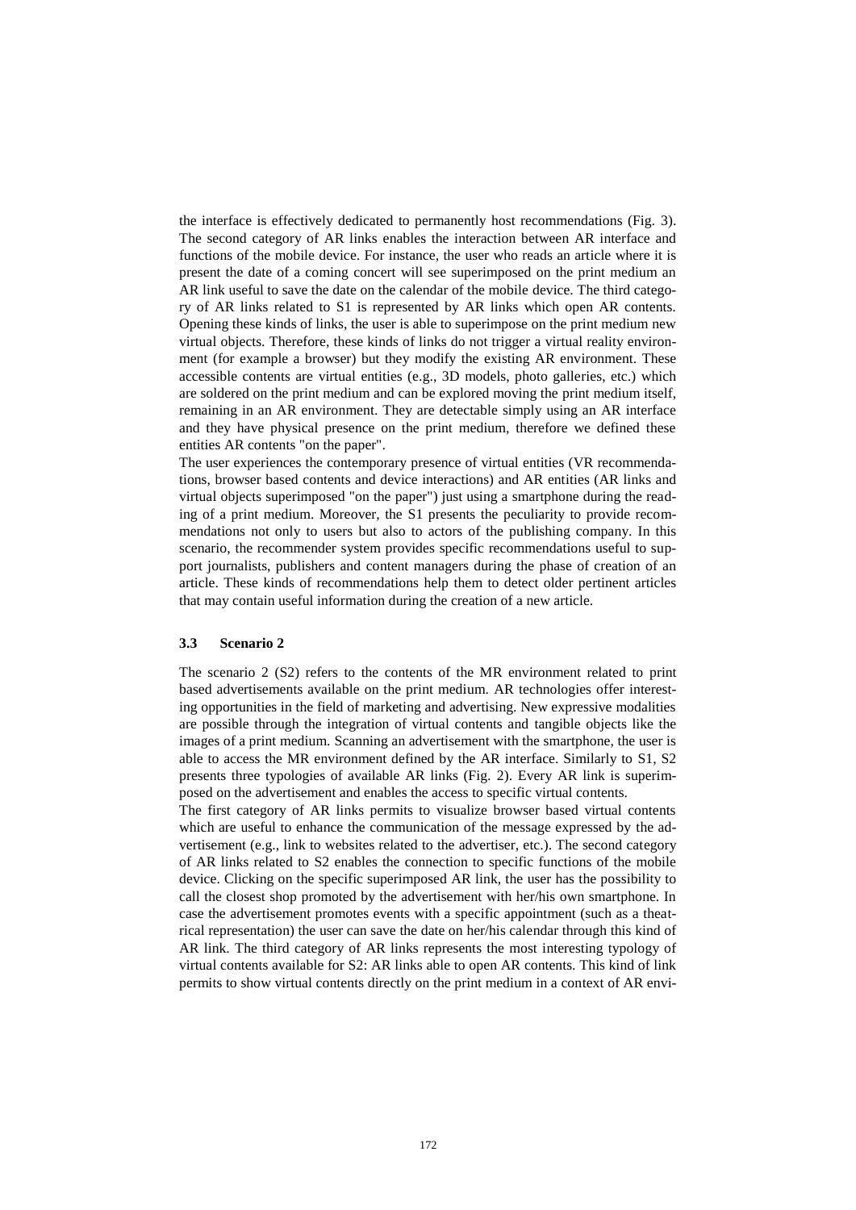the interface is effectively dedicated to permanently host recommendations (Fig. 3). The second category of AR links enables the interaction between AR interface and functions of the mobile device. For instance, the user who reads an article where it is present the date of a coming concert will see superimposed on the print medium an AR link useful to save the date on the calendar of the mobile device. The third category of AR links related to S1 is represented by AR links which open AR contents. Opening these kinds of links, the user is able to superimpose on the print medium new virtual objects. Therefore, these kinds of links do not trigger a virtual reality environment (for example a browser) but they modify the existing AR environment. These accessible contents are virtual entities (e.g., 3D models, photo galleries, etc.) which are soldered on the print medium and can be explored moving the print medium itself, remaining in an AR environment. They are detectable simply using an AR interface and they have physical presence on the print medium, therefore we defined these entities AR contents "on the paper".

The user experiences the contemporary presence of virtual entities (VR recommendations, browser based contents and device interactions) and AR entities (AR links and virtual objects superimposed "on the paper") just using a smartphone during the reading of a print medium. Moreover, the S1 presents the peculiarity to provide recommendations not only to users but also to actors of the publishing company. In this scenario, the recommender system provides specific recommendations useful to support journalists, publishers and content managers during the phase of creation of an article. These kinds of recommendations help them to detect older pertinent articles that may contain useful information during the creation of a new article.

### 3.3 Scenario 2

The scenario 2 (S2) refers to the contents of the MR environment related to print based advertisements available on the print medium. AR technologies offer interesting opportunities in the field of marketing and advertising. New expressive modalities are possible through the integration of virtual contents and tangible objects like the images of a print medium. Scanning an advertisement with the smartphone, the user is able to access the MR environment defined by the AR interface. Similarly to S1, S2 presents three typologies of available AR links (Fig. 2). Every AR link is superimposed on the advertisement and enables the access to specific virtual contents.

The first category of AR links permits to visualize browser based virtual contents which are useful to enhance the communication of the message expressed by the advertisement (e.g., link to websites related to the advertiser, etc.). The second category of AR links related to S2 enables the connection to specific functions of the mobile device. Clicking on the specific superimposed AR link, the user has the possibility to call the closest shop promoted by the advertisement with her/his own smartphone. In case the advertisement promotes events with a specific appointment (such as a theatrical representation) the user can save the date on her/his calendar through this kind of AR link. The third category of AR links represents the most interesting typology of virtual contents available for S2: AR links able to open AR contents. This kind of link permits to show virtual contents directly on the print medium in a context of AR envi-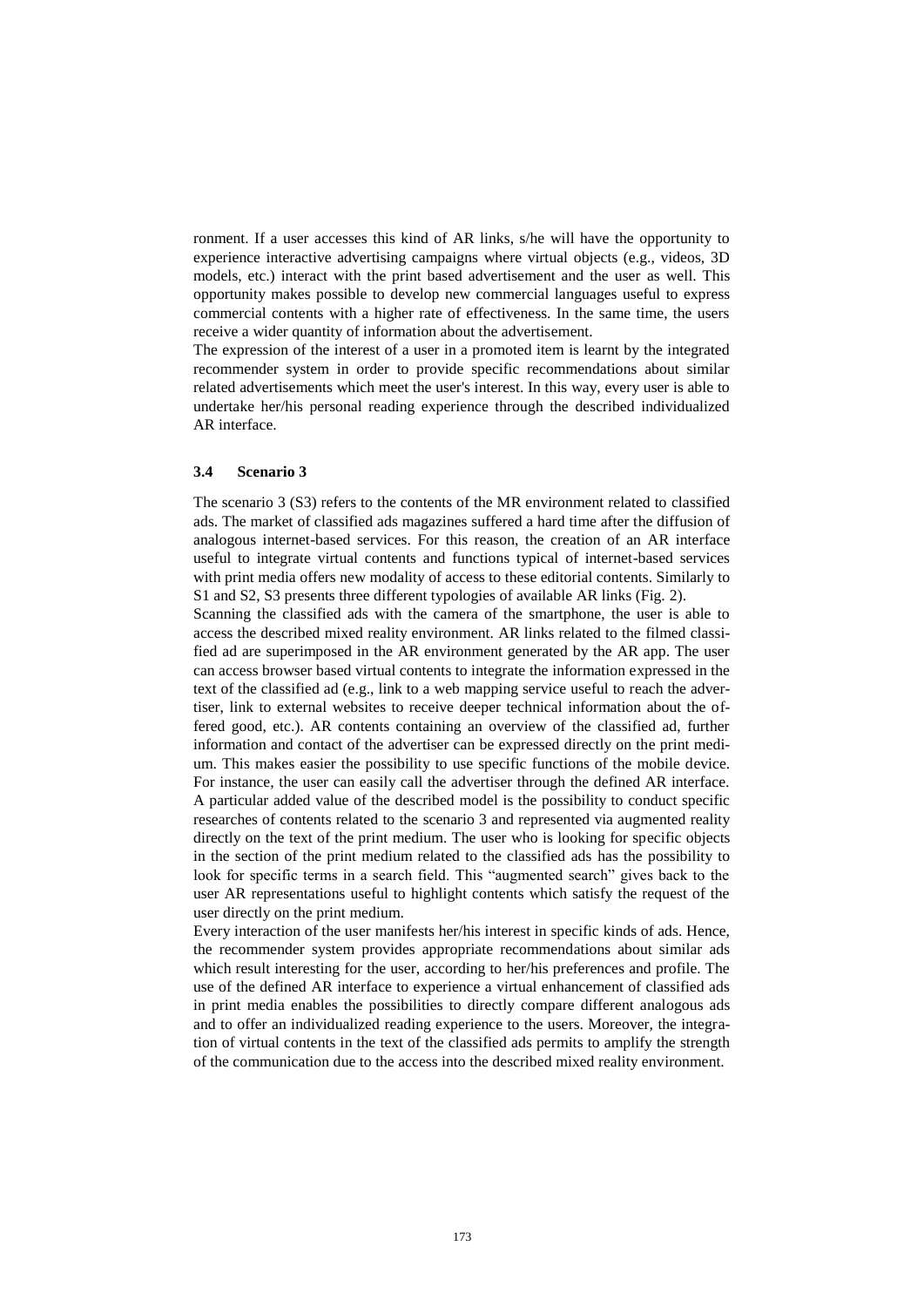ronment. If a user accesses this kind of AR links, s/he will have the opportunity to experience interactive advertising campaigns where virtual objects (e.g., videos, 3D models, etc.) interact with the print based advertisement and the user as well. This opportunity makes possible to develop new commercial languages useful to express commercial contents with a higher rate of effectiveness. In the same time, the users receive a wider quantity of information about the advertisement.

The expression of the interest of a user in a promoted item is learnt by the integrated recommender system in order to provide specific recommendations about similar related advertisements which meet the user's interest. In this way, every user is able to undertake her/his personal reading experience through the described individualized AR interface.

### 3.4 Scenario 3

The scenario 3 (S3) refers to the contents of the MR environment related to classified ads. The market of classified ads magazines suffered a hard time after the diffusion of analogous internet-based services. For this reason, the creation of an AR interface useful to integrate virtual contents and functions typical of internet-based services with print media offers new modality of access to these editorial contents. Similarly to S1 and S2, S3 presents three different typologies of available AR links (Fig. 2).

Scanning the classified ads with the camera of the smartphone, the user is able to access the described mixed reality environment. AR links related to the filmed classified ad are superimposed in the AR environment generated by the AR app. The user can access browser based virtual contents to integrate the information expressed in the text of the classified ad (e.g., link to a web mapping service useful to reach the advertiser, link to external websites to receive deeper technical information about the offered good, etc.). AR contents containing an overview of the classified ad, further information and contact of the advertiser can be expressed directly on the print medium. This makes easier the possibility to use specific functions of the mobile device. For instance, the user can easily call the advertiser through the defined AR interface. A particular added value of the described model is the possibility to conduct specific researches of contents related to the scenario 3 and represented via augmented reality directly on the text of the print medium. The user who is looking for specific objects in the section of the print medium related to the classified ads has the possibility to look for specific terms in a search field. This "augmented search" gives back to the user AR representations useful to highlight contents which satisfy the request of the user directly on the print medium.

Every interaction of the user manifests her/his interest in specific kinds of ads. Hence, the recommender system provides appropriate recommendations about similar ads which result interesting for the user, according to her/his preferences and profile. The use of the defined AR interface to experience a virtual enhancement of classified ads in print media enables the possibilities to directly compare different analogous ads and to offer an individualized reading experience to the users. Moreover, the integration of virtual contents in the text of the classified ads permits to amplify the strength of the communication due to the access into the described mixed reality environment.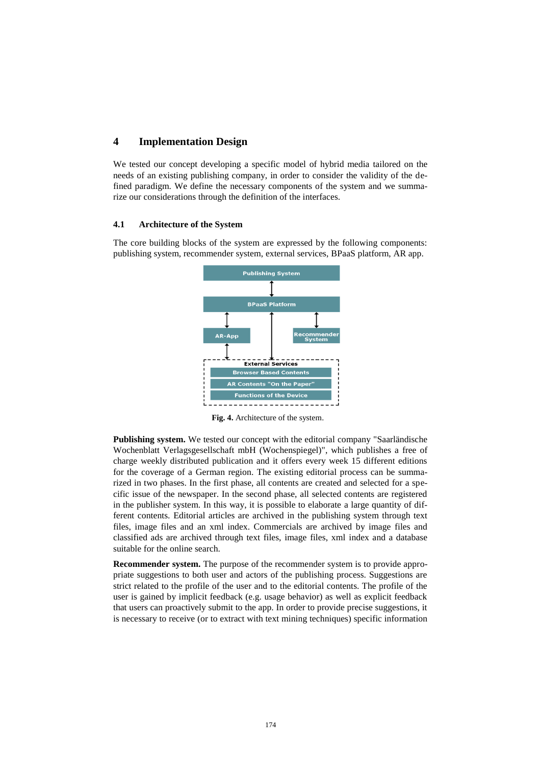## 4 Implementation Design

We tested our concept developing a specific model of hybrid media tailored on the needs of an existing publishing company, in order to consider the validity of the defined paradigm. We define the necessary components of the system and we summarize our considerations through the definition of the interfaces.

### 4.1 Architecture of the System

The core building blocks of the system are expressed by the following components: publishing system, recommender system, external services, BPaaS platform, AR app.

Publishing System

BPaaS Platform

AR-App

Recommender System

External Services

Browser Based Contents

AR Contents "On the Paper"

Functions of the Device

**Fig. 4.** Architecture of the system.

**Publishing system.** We tested our concept with the editorial company "Saarländische Wochenblatt Verlagsgesellschaft mbH (Wochenspiegel)", which publishes a free of charge weekly distributed publication and it offers every week 15 different editions for the coverage of a German region. The existing editorial process can be summarized in two phases. In the first phase, all contents are created and selected for a specific issue of the newspaper. In the second phase, all selected contents are registered in the publisher system. In this way, it is possible to elaborate a large quantity of different contents. Editorial articles are archived in the publishing system through text files, image files and an xml index. Commercials are archived by image files and classified ads are archived through text files, image files, xml index and a database suitable for the online search.

**Recommender system.** The purpose of the recommender system is to provide appropriate suggestions to both user and actors of the publishing process. Suggestions are strict related to the profile of the user and to the editorial contents. The profile of the user is gained by implicit feedback (e.g. usage behavior) as well as explicit feedback that users can proactively submit to the app. In order to provide precise suggestions, it is necessary to receive (or to extract with text mining techniques) specific information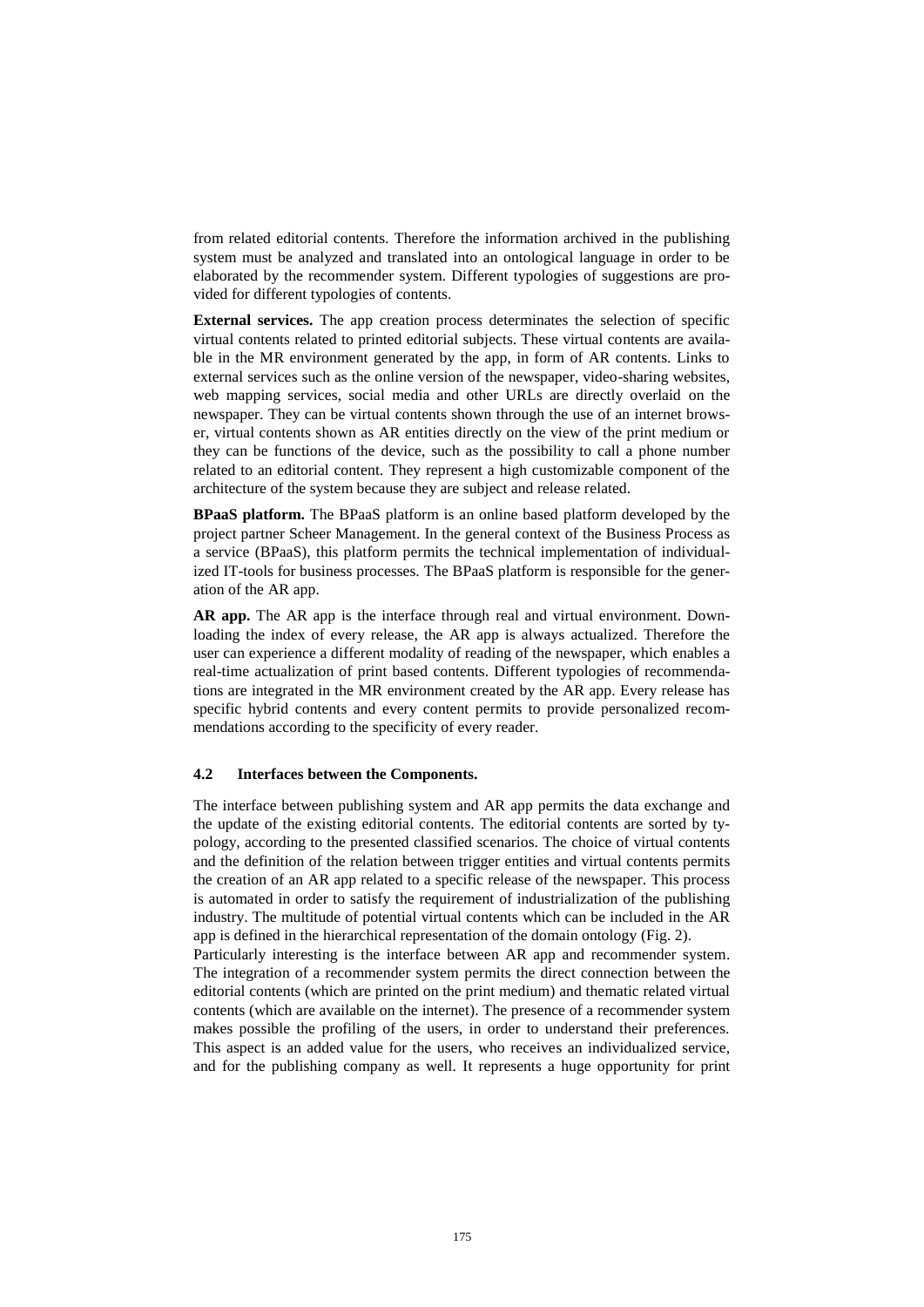from related editorial contents. Therefore the information archived in the publishing system must be analyzed and translated into an ontological language in order to be elaborated by the recommender system. Different typologies of suggestions are provided for different typologies of contents.

**External services.** The app creation process determinates the selection of specific virtual contents related to printed editorial subjects. These virtual contents are available in the MR environment generated by the app, in form of AR contents. Links to external services such as the online version of the newspaper, video-sharing websites, web mapping services, social media and other URLs are directly overlaid on the newspaper. They can be virtual contents shown through the use of an internet browser, virtual contents shown as AR entities directly on the view of the print medium or they can be functions of the device, such as the possibility to call a phone number related to an editorial content. They represent a high customizable component of the architecture of the system because they are subject and release related.

**BPaaS platform.** The BPaaS platform is an online based platform developed by the project partner Scheer Management. In the general context of the Business Process as a service (BPaaS), this platform permits the technical implementation of individualized IT-tools for business processes. The BPaaS platform is responsible for the generation of the AR app.

**AR app.** The AR app is the interface through real and virtual environment. Downloading the index of every release, the AR app is always actualized. Therefore the user can experience a different modality of reading of the newspaper, which enables a real-time actualization of print based contents. Different typologies of recommendations are integrated in the MR environment created by the AR app. Every release has specific hybrid contents and every content permits to provide personalized recommendations according to the specificity of every reader.

### 4.2 Interfaces between the Components.

The interface between publishing system and AR app permits the data exchange and the update of the existing editorial contents. The editorial contents are sorted by typology, according to the presented classified scenarios. The choice of virtual contents and the definition of the relation between trigger entities and virtual contents permits the creation of an AR app related to a specific release of the newspaper. This process is automated in order to satisfy the requirement of industrialization of the publishing industry. The multitude of potential virtual contents which can be included in the AR app is defined in the hierarchical representation of the domain ontology (Fig. 2).

Particularly interesting is the interface between AR app and recommender system. The integration of a recommender system permits the direct connection between the editorial contents (which are printed on the print medium) and thematic related virtual contents (which are available on the internet). The presence of a recommender system makes possible the profiling of the users, in order to understand their preferences. This aspect is an added value for the users, who receives an individualized service, and for the publishing company as well. It represents a huge opportunity for print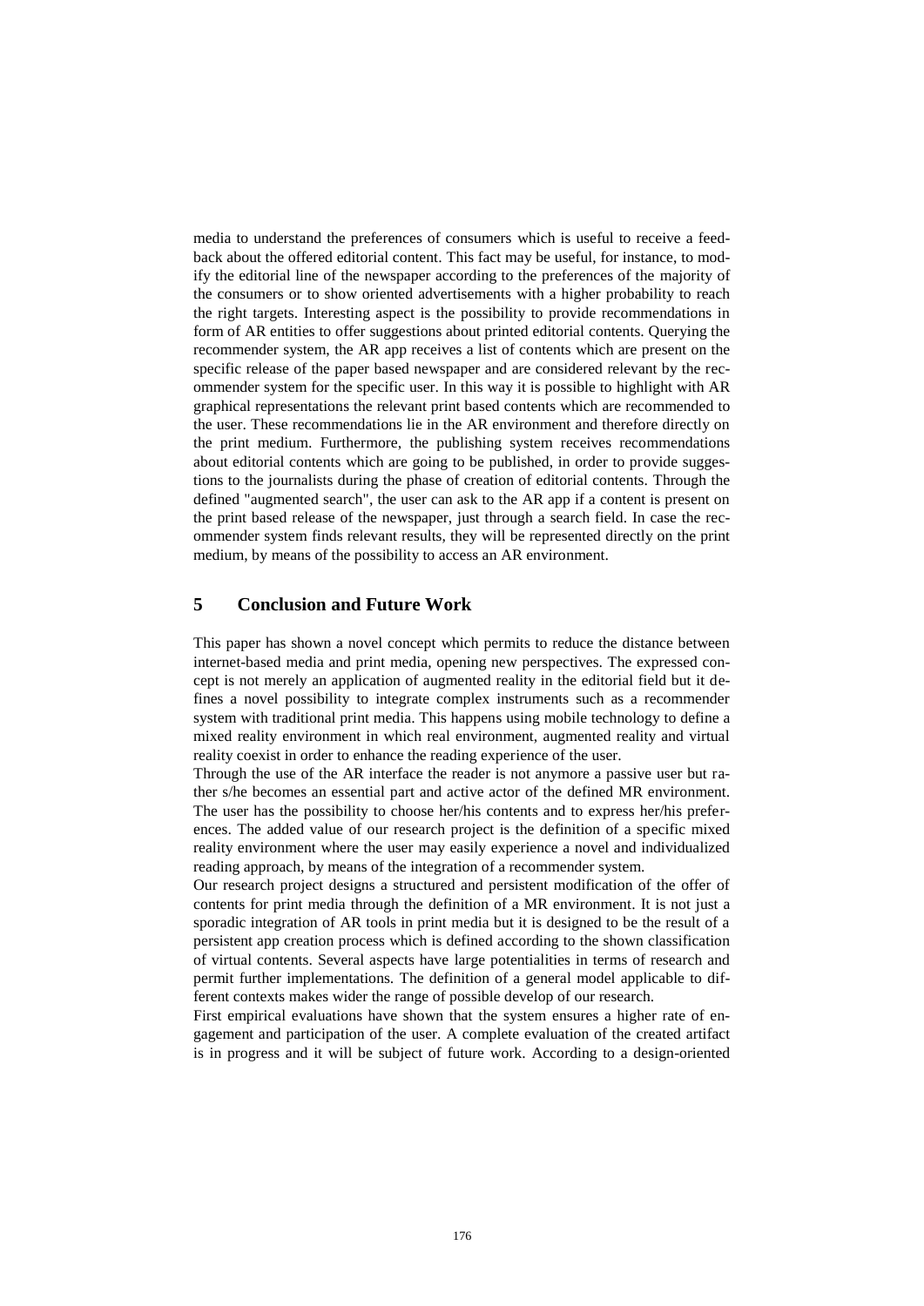media to understand the preferences of consumers which is useful to receive a feedback about the offered editorial content. This fact may be useful, for instance, to modify the editorial line of the newspaper according to the preferences of the majority of the consumers or to show oriented advertisements with a higher probability to reach the right targets. Interesting aspect is the possibility to provide recommendations in form of AR entities to offer suggestions about printed editorial contents. Querying the recommender system, the AR app receives a list of contents which are present on the specific release of the paper based newspaper and are considered relevant by the recommender system for the specific user. In this way it is possible to highlight with AR graphical representations the relevant print based contents which are recommended to the user. These recommendations lie in the AR environment and therefore directly on the print medium. Furthermore, the publishing system receives recommendations about editorial contents which are going to be published, in order to provide suggestions to the journalists during the phase of creation of editorial contents. Through the defined "augmented search", the user can ask to the AR app if a content is present on the print based release of the newspaper, just through a search field. In case the recommender system finds relevant results, they will be represented directly on the print medium, by means of the possibility to access an AR environment.

## 5 Conclusion and Future Work

This paper has shown a novel concept which permits to reduce the distance between internet-based media and print media, opening new perspectives. The expressed concept is not merely an application of augmented reality in the editorial field but it defines a novel possibility to integrate complex instruments such as a recommender system with traditional print media. This happens using mobile technology to define a mixed reality environment in which real environment, augmented reality and virtual reality coexist in order to enhance the reading experience of the user.

Through the use of the AR interface the reader is not anymore a passive user but rather s/he becomes an essential part and active actor of the defined MR environment. The user has the possibility to choose her/his contents and to express her/his preferences. The added value of our research project is the definition of a specific mixed reality environment where the user may easily experience a novel and individualized reading approach, by means of the integration of a recommender system.

Our research project designs a structured and persistent modification of the offer of contents for print media through the definition of a MR environment. It is not just a sporadic integration of AR tools in print media but it is designed to be the result of a persistent app creation process which is defined according to the shown classification of virtual contents. Several aspects have large potentialities in terms of research and permit further implementations. The definition of a general model applicable to different contexts makes wider the range of possible develop of our research.

First empirical evaluations have shown that the system ensures a higher rate of engagement and participation of the user. A complete evaluation of the created artifact is in progress and it will be subject of future work. According to a design-oriented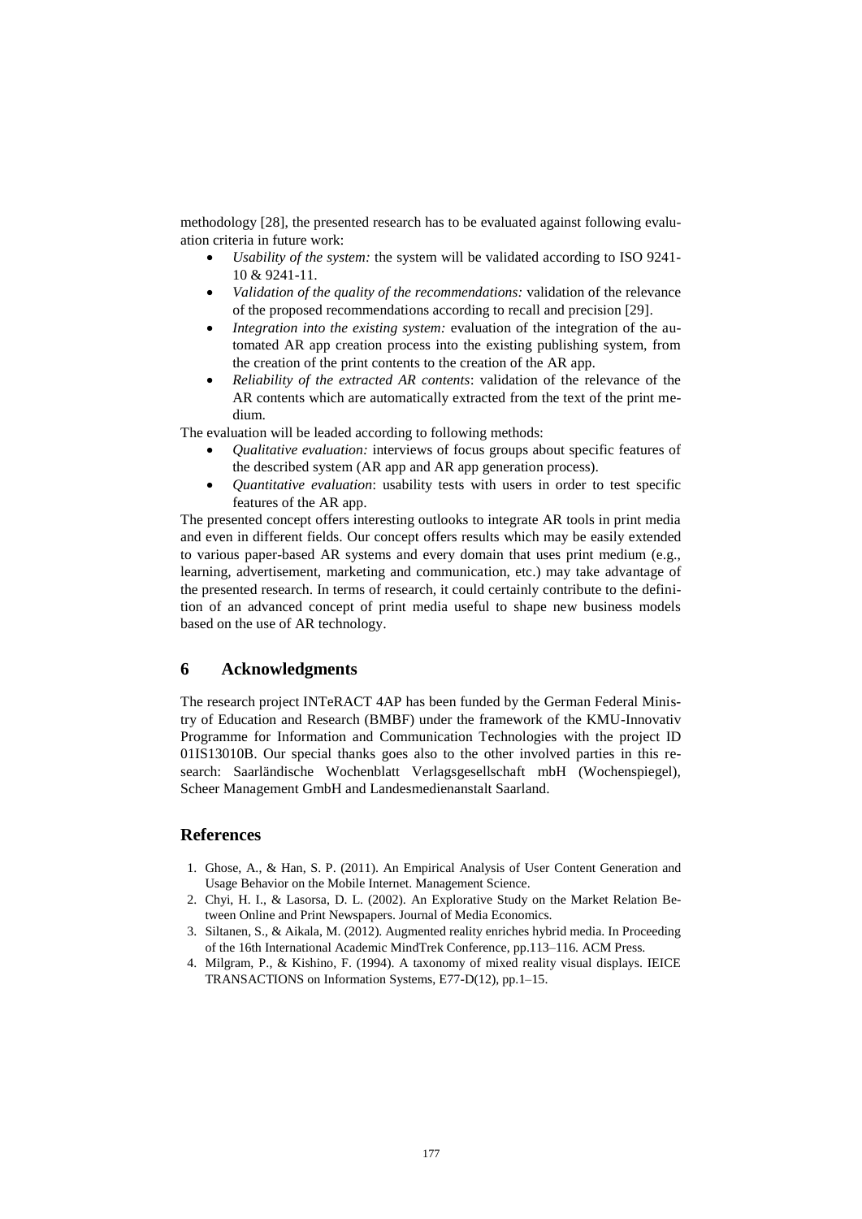methodology [28], the presented research has to be evaluated against following evaluation criteria in future work:

- *Usability of the system:* the system will be validated according to ISO 9241-10 & 9241-11.
- *Validation of the quality of the recommendations:* validation of the relevance of the proposed recommendations according to recall and precision [29].
- *Integration into the existing system:* evaluation of the integration of the automated AR app creation process into the existing publishing system, from the creation of the print contents to the creation of the AR app.
- *Reliability of the extracted AR contents*: validation of the relevance of the AR contents which are automatically extracted from the text of the print medium.

The evaluation will be leaded according to following methods:

- *Qualitative evaluation:* interviews of focus groups about specific features of the described system (AR app and AR app generation process).
- *Quantitative evaluation*: usability tests with users in order to test specific features of the AR app.

The presented concept offers interesting outlooks to integrate AR tools in print media and even in different fields. Our concept offers results which may be easily extended to various paper-based AR systems and every domain that uses print medium (e.g., learning, advertisement, marketing and communication, etc.) may take advantage of the presented research. In terms of research, it could certainly contribute to the definition of an advanced concept of print media useful to shape new business models based on the use of AR technology.

## 6 Acknowledgments

The research project INTeRACT 4AP has been funded by the German Federal Ministry of Education and Research (BMBF) under the framework of the KMU-Innovativ Programme for Information and Communication Technologies with the project ID 01IS13010B. Our special thanks goes also to the other involved parties in this research: Saarländische Wochenblatt Verlagsgesellschaft mbH (Wochenspiegel), Scheer Management GmbH and Landesmedienanstalt Saarland.

## References

1. Ghose, A., & Han, S. P. (2011). An Empirical Analysis of User Content Generation and Usage Behavior on the Mobile Internet. Management Science.
2. Chyi, H. I., & Lasorsa, D. L. (2002). An Explorative Study on the Market Relation Between Online and Print Newspapers. Journal of Media Economics.
3. Siltanen, S., & Aikala, M. (2012). Augmented reality enriches hybrid media. In Proceeding of the 16th International Academic MindTrek Conference, pp.113–116. ACM Press.
4. Milgram, P., & Kishino, F. (1994). A taxonomy of mixed reality visual displays. IEICE TRANSACTIONS on Information Systems, E77-D(12), pp.1–15.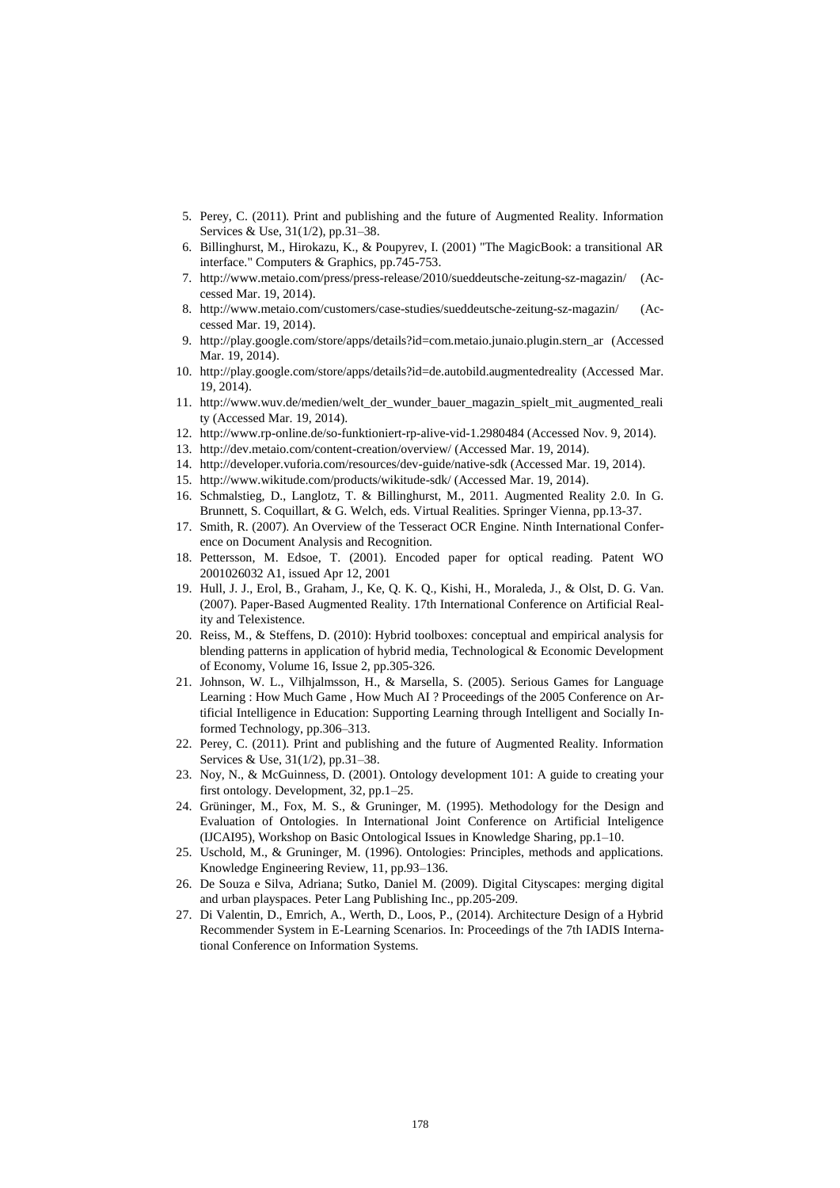5. Perey, C. (2011). Print and publishing and the future of Augmented Reality. Information Services & Use, 31(1/2), pp.31–38.
6. Billinghurst, M., Hirokazu, K., & Poupyrev, I. (2001) "The MagicBook: a transitional AR interface." Computers & Graphics, pp.745-753.
7. http://www.metaio.com/press/press-release/2010/sueddeutsche-zeitung-sz-magazin/ (Accessed Mar. 19, 2014).
8. http://www.metaio.com/customers/case-studies/sueddeutsche-zeitung-sz-magazin/ (Accessed Mar. 19, 2014).
9. http://play.google.com/store/apps/details?id=com.metaio.junaio.plugin.stern_ar (Accessed Mar. 19, 2014).
10. http://play.google.com/store/apps/details?id=de.autobild.augmentedreality (Accessed Mar. 19, 2014).
11. http://www.wuv.de/medien/welt_der_wunder_bauer_magazin_spielt_mit_augmented_reality (Accessed Mar. 19, 2014).
12. http://www.rp-online.de/so-funktioniert-rp-alive-vid-1.2980484 (Accessed Nov. 9, 2014).
13. http://dev.metaio.com/content-creation/overview/ (Accessed Mar. 19, 2014).
14. http://developer.vuforia.com/resources/dev-guide/native-sdk (Accessed Mar. 19, 2014).
15. http://www.wikitude.com/products/wikitude-sdk/ (Accessed Mar. 19, 2014).
16. Schmalstieg, D., Langlotz, T. & Billinghurst, M., 2011. Augmented Reality 2.0. In G. Brunnett, S. Coquillart, & G. Welch, eds. Virtual Realities. Springer Vienna, pp.13-37.
17. Smith, R. (2007). An Overview of the Tesseract OCR Engine. Ninth International Conference on Document Analysis and Recognition.
18. Pettersson, M. Edsoe, T. (2001). Encoded paper for optical reading. Patent WO 2001026032 A1, issued Apr 12, 2001
19. Hull, J. J., Erol, B., Graham, J., Ke, Q. K. Q., Kishi, H., Moraleda, J., & Olst, D. G. Van. (2007). Paper-Based Augmented Reality. 17th International Conference on Artificial Reality and Telexistence.
20. Reiss, M., & Steffens, D. (2010): Hybrid toolboxes: conceptual and empirical analysis for blending patterns in application of hybrid media, Technological & Economic Development of Economy, Volume 16, Issue 2, pp.305-326.
21. Johnson, W. L., Vilhjalmsson, H., & Marsella, S. (2005). Serious Games for Language Learning : How Much Game , How Much AI ? Proceedings of the 2005 Conference on Artificial Intelligence in Education: Supporting Learning through Intelligent and Socially Informed Technology, pp.306–313.
22. Perey, C. (2011). Print and publishing and the future of Augmented Reality. Information Services & Use, 31(1/2), pp.31–38.
23. Noy, N., & McGuinness, D. (2001). Ontology development 101: A guide to creating your first ontology. Development, 32, pp.1–25.
24. Grüninger, M., Fox, M. S., & Gruninger, M. (1995). Methodology for the Design and Evaluation of Ontologies. In International Joint Conference on Artificial Inteligence (IJCAI95), Workshop on Basic Ontological Issues in Knowledge Sharing, pp.1–10.
25. Uschold, M., & Gruninger, M. (1996). Ontologies: Principles, methods and applications. Knowledge Engineering Review, 11, pp.93–136.
26. De Souza e Silva, Adriana; Sutko, Daniel M. (2009). Digital Cityscapes: merging digital and urban playspaces. Peter Lang Publishing Inc., pp.205-209.
27. Di Valentin, D., Emrich, A., Werth, D., Loos, P., (2014). Architecture Design of a Hybrid Recommender System in E-Learning Scenarios. In: Proceedings of the 7th IADIS International Conference on Information Systems.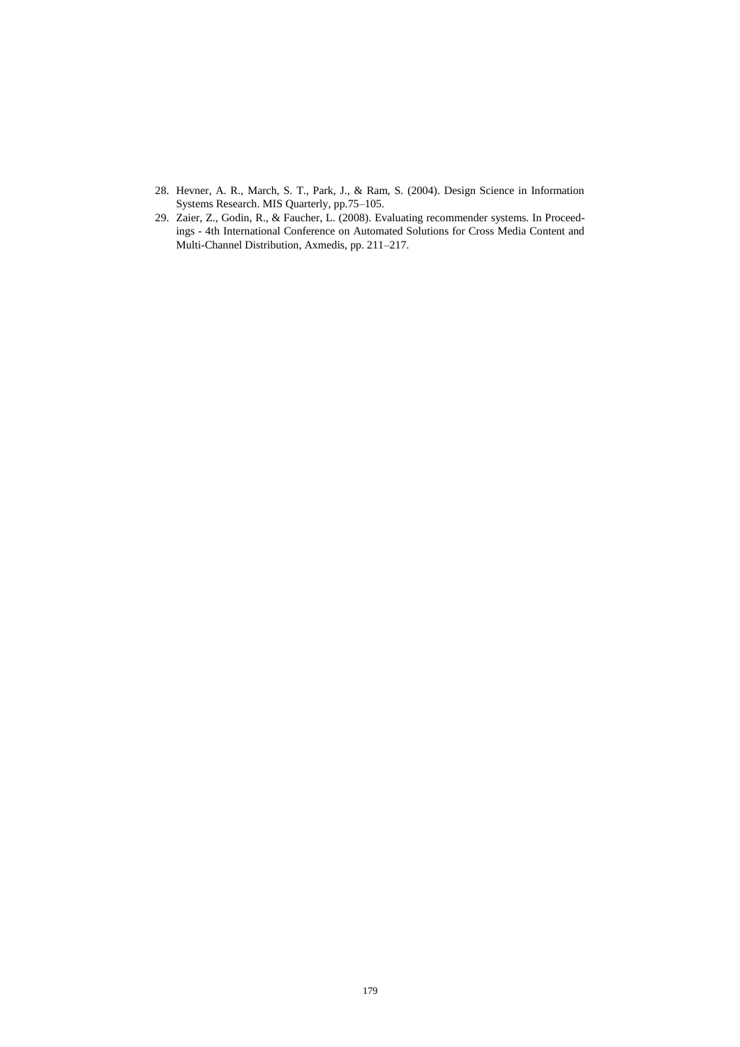28. Hevner, A. R., March, S. T., Park, J., & Ram, S. (2004). Design Science in Information Systems Research. MIS Quarterly, pp.75–105.
29. Zaier, Z., Godin, R., & Faucher, L. (2008). Evaluating recommender systems. In Proceedings - 4th International Conference on Automated Solutions for Cross Media Content and Multi-Channel Distribution, Axmedis, pp. 211–217.